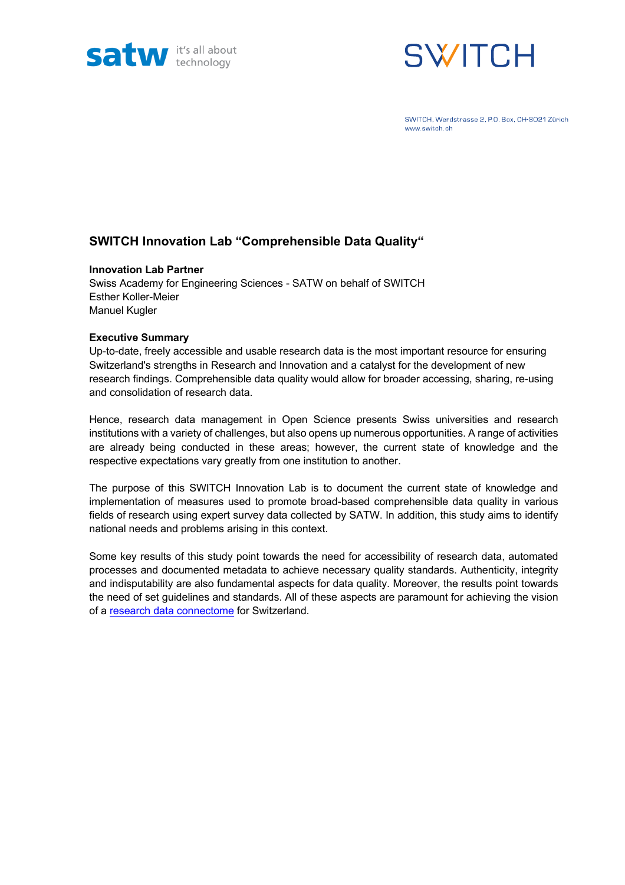SWITCH, Werdstrasse 2, P.O. Box, CH-8021 Zürich
www.switch.ch

# SWITCH Innovation Lab "Comprehensible Data Quality"

**Innovation Lab Partner**
Swiss Academy for Engineering Sciences - SATW on behalf of SWITCH
Esther Koller-Meier
Manuel Kugler

**Executive Summary**
Up-to-date, freely accessible and usable research data is the most important resource for ensuring Switzerland's strengths in Research and Innovation and a catalyst for the development of new research findings. Comprehensible data quality would allow for broader accessing, sharing, re-using and consolidation of research data.

Hence, research data management in Open Science presents Swiss universities and research institutions with a variety of challenges, but also opens up numerous opportunities. A range of activities are already being conducted in these areas; however, the current state of knowledge and the respective expectations vary greatly from one institution to another.

The purpose of this SWITCH Innovation Lab is to document the current state of knowledge and implementation of measures used to promote broad-based comprehensible data quality in various fields of research using expert survey data collected by SATW. In addition, this study aims to identify national needs and problems arising in this context.

Some key results of this study point towards the need for accessibility of research data, automated processes and documented metadata to achieve necessary quality standards. Authenticity, integrity and indisputability are also fundamental aspects for data quality. Moreover, the results point towards the need of set guidelines and standards. All of these aspects are paramount for achieving the vision of a research data connectome for Switzerland.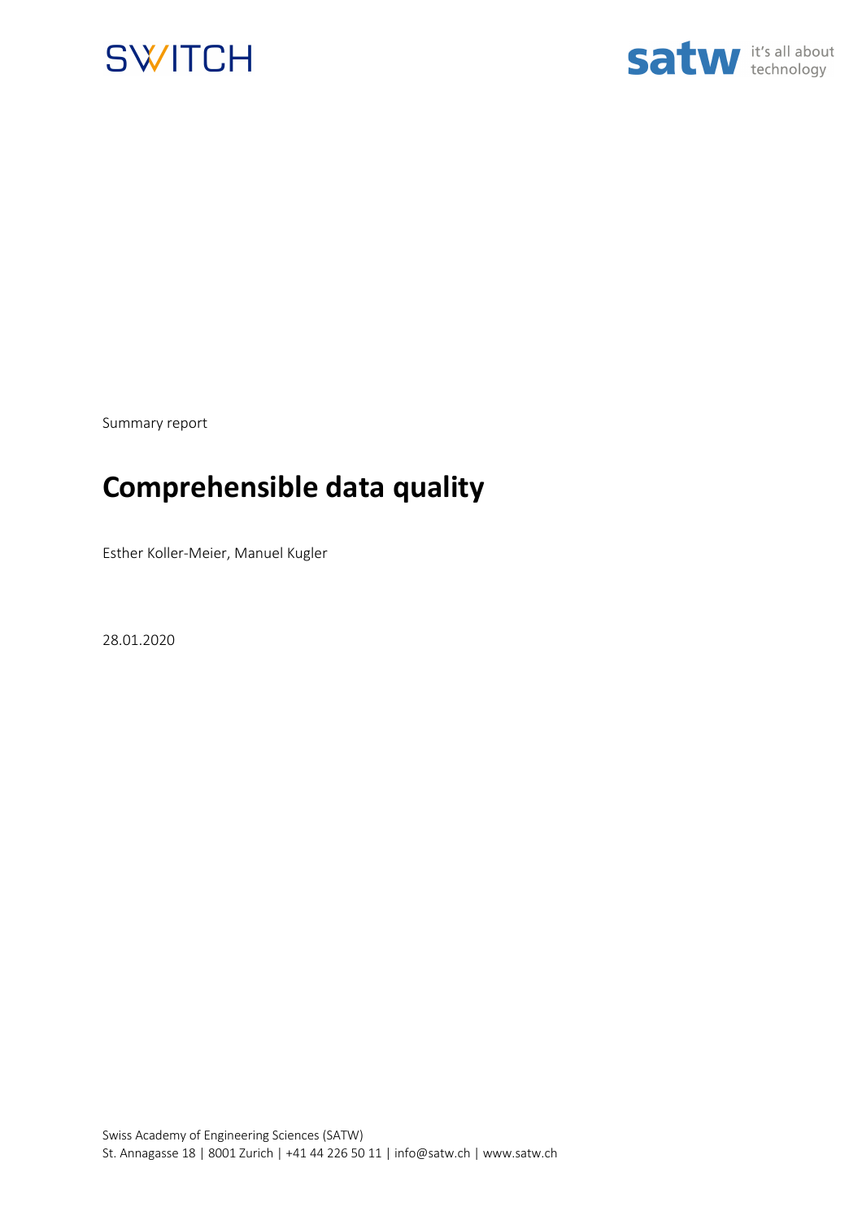SWITCH

satw it's all about technology

Summary report

# Comprehensible data quality

Esther Koller-Meier, Manuel Kugler

28.01.2020

Swiss Academy of Engineering Sciences (SATW)
St. Annagasse 18 | 8001 Zurich | +41 44 226 50 11 | info@satw.ch | www.satw.ch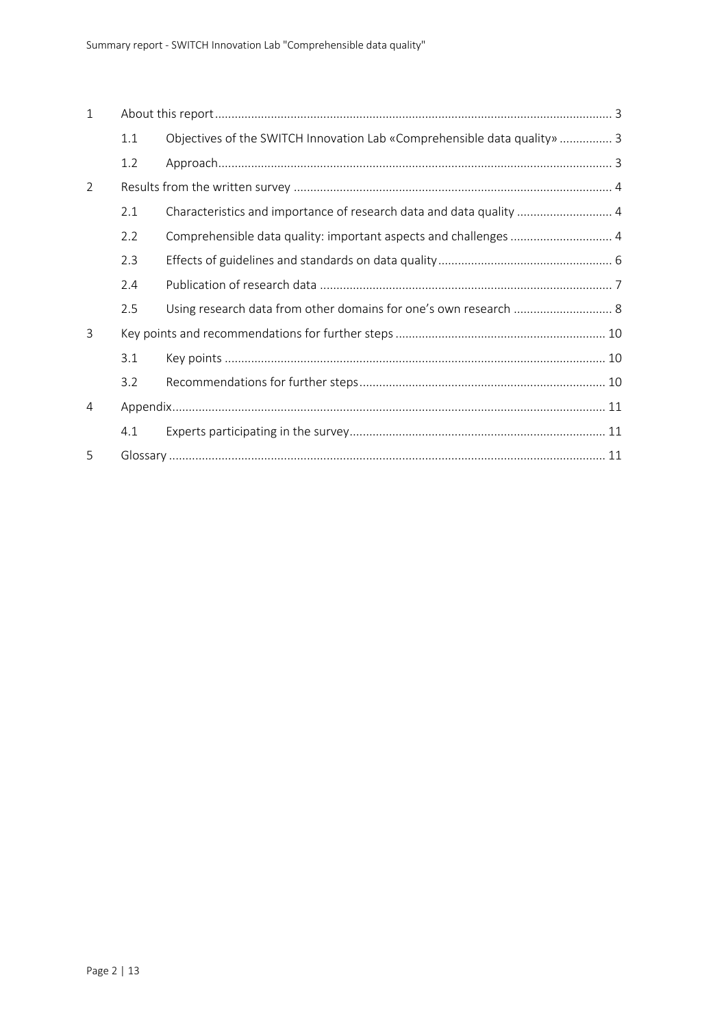| | | | |
|---|---|---|---|
| 1 | About this report | | 3 |
| | 1.1 | Objectives of the SWITCH Innovation Lab «Comprehensible data quality» | 3 |
| | 1.2 | Approach | 3 |
| 2 | Results from the written survey | | 4 |
| | 2.1 | Characteristics and importance of research data and data quality | 4 |
| | 2.2 | Comprehensible data quality: important aspects and challenges | 4 |
| | 2.3 | Effects of guidelines and standards on data quality | 6 |
| | 2.4 | Publication of research data | 7 |
| | 2.5 | Using research data from other domains for one's own research | 8 |
| 3 | Key points and recommendations for further steps | | 10 |
| | 3.1 | Key points | 10 |
| | 3.2 | Recommendations for further steps | 10 |
| 4 | Appendix | | 11 |
| | 4.1 | Experts participating in the survey | 11 |
| 5 | Glossary | | 11 |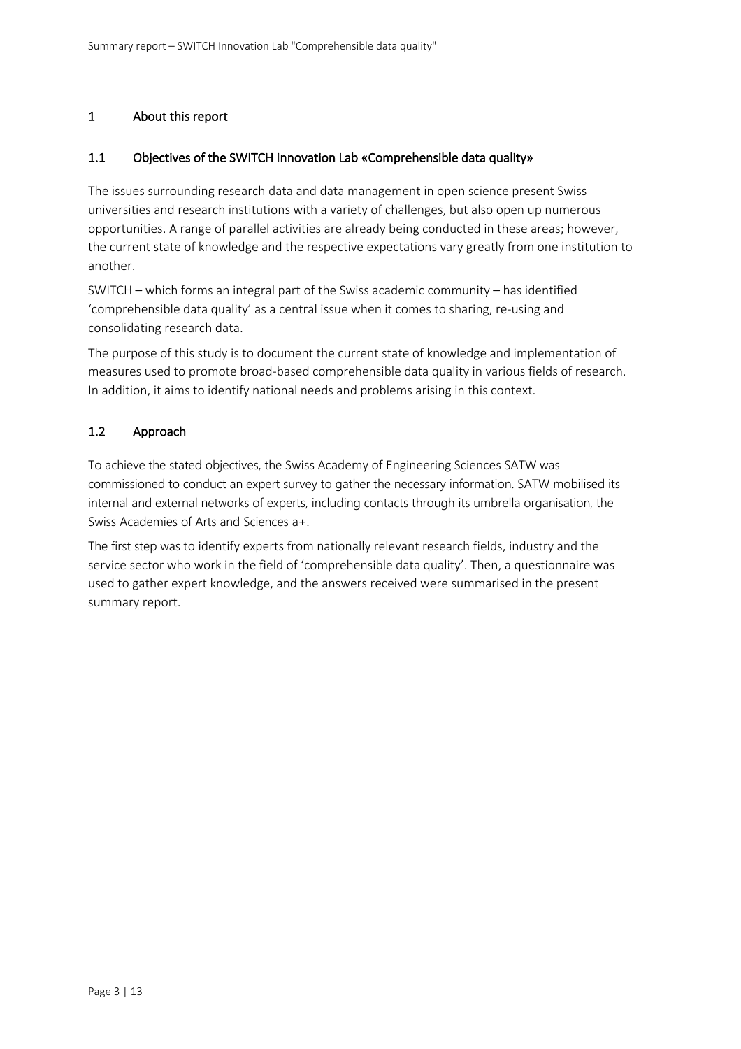# 1 About this report

## 1.1 Objectives of the SWITCH Innovation Lab «Comprehensible data quality»

The issues surrounding research data and data management in open science present Swiss universities and research institutions with a variety of challenges, but also open up numerous opportunities. A range of parallel activities are already being conducted in these areas; however, the current state of knowledge and the respective expectations vary greatly from one institution to another.

SWITCH – which forms an integral part of the Swiss academic community – has identified 'comprehensible data quality' as a central issue when it comes to sharing, re-using and consolidating research data.

The purpose of this study is to document the current state of knowledge and implementation of measures used to promote broad-based comprehensible data quality in various fields of research. In addition, it aims to identify national needs and problems arising in this context.

## 1.2 Approach

To achieve the stated objectives, the Swiss Academy of Engineering Sciences SATW was commissioned to conduct an expert survey to gather the necessary information. SATW mobilised its internal and external networks of experts, including contacts through its umbrella organisation, the Swiss Academies of Arts and Sciences a+.

The first step was to identify experts from nationally relevant research fields, industry and the service sector who work in the field of 'comprehensible data quality'. Then, a questionnaire was used to gather expert knowledge, and the answers received were summarised in the present summary report.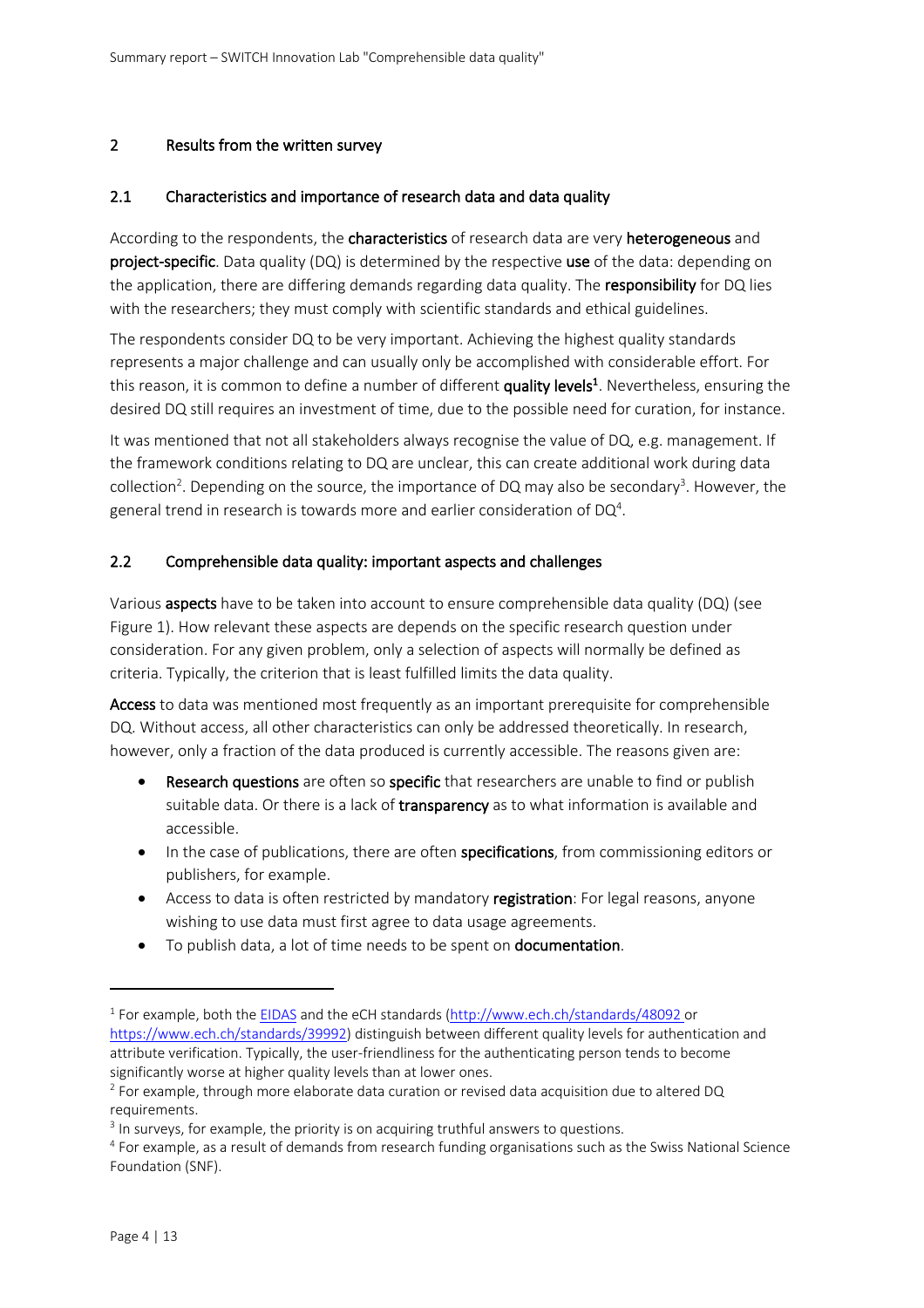## 2 Results from the written survey

### 2.1 Characteristics and importance of research data and data quality

According to the respondents, the **characteristics** of research data are very **heterogeneous** and **project-specific**. Data quality (DQ) is determined by the respective **use** of the data: depending on the application, there are differing demands regarding data quality. The **responsibility** for DQ lies with the researchers; they must comply with scientific standards and ethical guidelines.

The respondents consider DQ to be very important. Achieving the highest quality standards represents a major challenge and can usually only be accomplished with considerable effort. For this reason, it is common to define a number of different **quality levels**[1]. Nevertheless, ensuring the desired DQ still requires an investment of time, due to the possible need for curation, for instance.

It was mentioned that not all stakeholders always recognise the value of DQ, e.g. management. If the framework conditions relating to DQ are unclear, this can create additional work during data collection[2]. Depending on the source, the importance of DQ may also be secondary[3]. However, the general trend in research is towards more and earlier consideration of DQ[4].

### 2.2 Comprehensible data quality: important aspects and challenges

Various **aspects** have to be taken into account to ensure comprehensible data quality (DQ) (see Figure 1). How relevant these aspects are depends on the specific research question under consideration. For any given problem, only a selection of aspects will normally be defined as criteria. Typically, the criterion that is least fulfilled limits the data quality.

**Access** to data was mentioned most frequently as an important prerequisite for comprehensible DQ. Without access, all other characteristics can only be addressed theoretically. In research, however, only a fraction of the data produced is currently accessible. The reasons given are:

- **Research questions** are often so **specific** that researchers are unable to find or publish suitable data. Or there is a lack of **transparency** as to what information is available and accessible.
- In the case of publications, there are often **specifications**, from commissioning editors or publishers, for example.
- Access to data is often restricted by mandatory **registration**: For legal reasons, anyone wishing to use data must first agree to data usage agreements.
- To publish data, a lot of time needs to be spent on **documentation**.

---

[1] For example, both the EIDAS and the eCH standards (http://www.ech.ch/standards/48092 or https://www.ech.ch/standards/39992) distinguish between different quality levels for authentication and attribute verification. Typically, the user-friendliness for the authenticating person tends to become significantly worse at higher quality levels than at lower ones.

[2] For example, through more elaborate data curation or revised data acquisition due to altered DQ requirements.

[3] In surveys, for example, the priority is on acquiring truthful answers to questions.

[4] For example, as a result of demands from research funding organisations such as the Swiss National Science Foundation (SNF).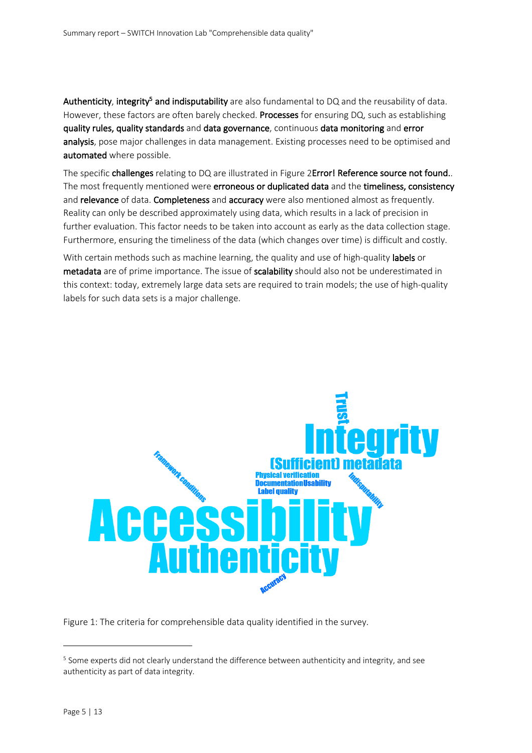**Authenticity**, **integrity**[5] **and indisputability** are also fundamental to DQ and the reusability of data. However, these factors are often barely checked. **Processes** for ensuring DQ, such as establishing **quality rules, quality standards** and **data governance**, continuous **data monitoring** and **error analysis**, pose major challenges in data management. Existing processes need to be optimised and **automated** where possible.

The specific **challenges** relating to DQ are illustrated in Figure 2**Error! Reference source not found.**. The most frequently mentioned were **erroneous or duplicated data** and the **timeliness, consistency** and **relevance** of data. **Completeness** and **accuracy** were also mentioned almost as frequently. Reality can only be described approximately using data, which results in a lack of precision in further evaluation. This factor needs to be taken into account as early as the data collection stage. Furthermore, ensuring the timeliness of the data (which changes over time) is difficult and costly.

With certain methods such as machine learning, the quality and use of high-quality **labels** or **metadata** are of prime importance. The issue of **scalability** should also not be underestimated in this context: today, extremely large data sets are required to train models; the use of high-quality labels for such data sets is a major challenge.

Trust Integrity (Sufficient) metadata Physical verification Documentation Usability Label quality Framework conditions Indisputability Accessibility Authenticity Accuracy

Figure 1: The criteria for comprehensible data quality identified in the survey.

[5] Some experts did not clearly understand the difference between authenticity and integrity, and see authenticity as part of data integrity.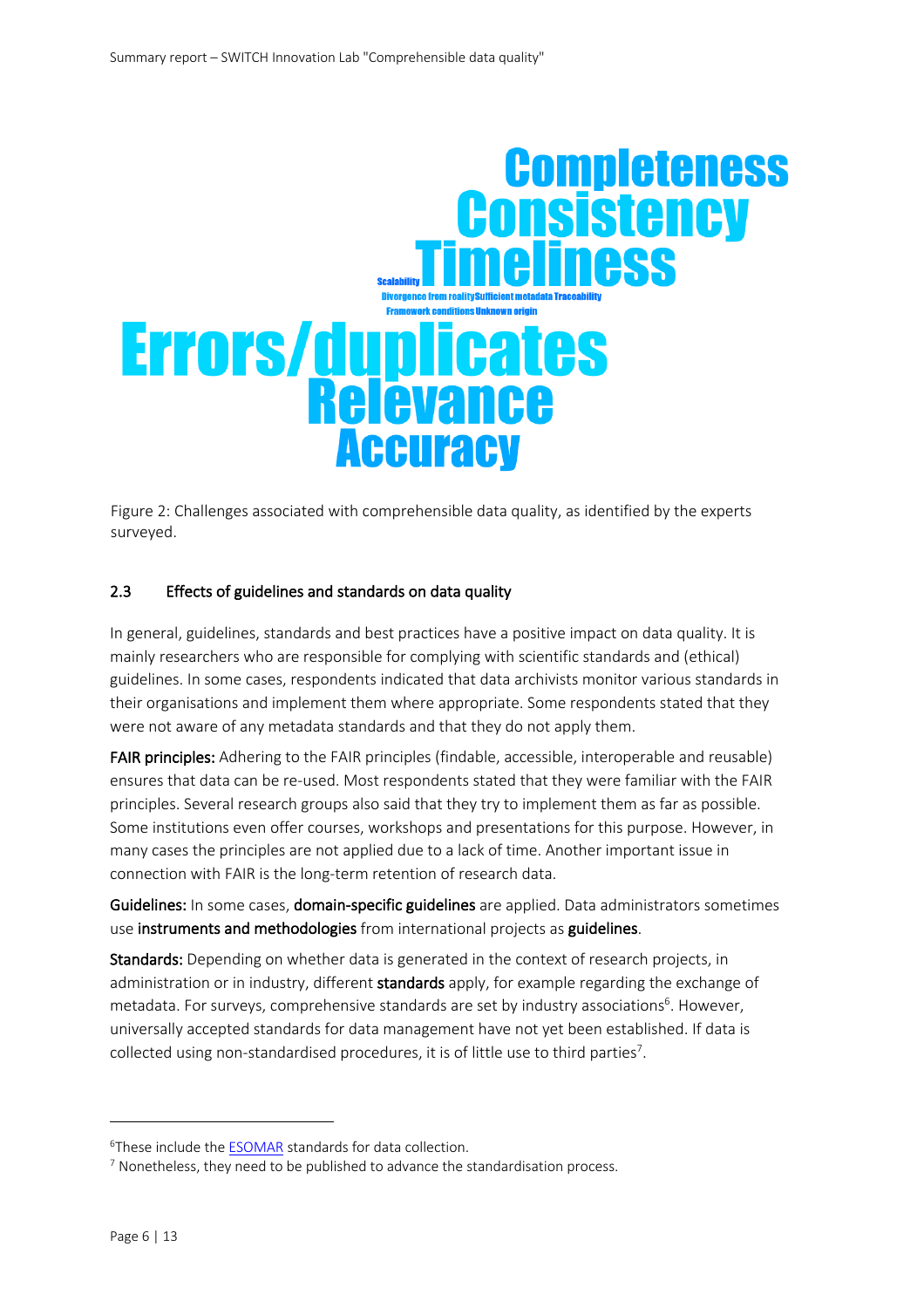Completeness
Consistency
Timeliness
Scalability
Divergence from reality Sufficient metadata Traceability
Framework conditions Unknown origin
Errors/duplicates
Relevance
Accuracy

Figure 2: Challenges associated with comprehensible data quality, as identified by the experts surveyed.

### 2.3 Effects of guidelines and standards on data quality

In general, guidelines, standards and best practices have a positive impact on data quality. It is mainly researchers who are responsible for complying with scientific standards and (ethical) guidelines. In some cases, respondents indicated that data archivists monitor various standards in their organisations and implement them where appropriate. Some respondents stated that they were not aware of any metadata standards and that they do not apply them.

**FAIR principles:** Adhering to the FAIR principles (findable, accessible, interoperable and reusable) ensures that data can be re-used. Most respondents stated that they were familiar with the FAIR principles. Several research groups also said that they try to implement them as far as possible. Some institutions even offer courses, workshops and presentations for this purpose. However, in many cases the principles are not applied due to a lack of time. Another important issue in connection with FAIR is the long-term retention of research data.

**Guidelines:** In some cases, **domain-specific guidelines** are applied. Data administrators sometimes use **instruments and methodologies** from international projects as **guidelines**.

**Standards:** Depending on whether data is generated in the context of research projects, in administration or in industry, different **standards** apply, for example regarding the exchange of metadata. For surveys, comprehensive standards are set by industry associations[6]. However, universally accepted standards for data management have not yet been established. If data is collected using non-standardised procedures, it is of little use to third parties[7].

---

[6] These include the ESOMAR standards for data collection.

[7] Nonetheless, they need to be published to advance the standardisation process.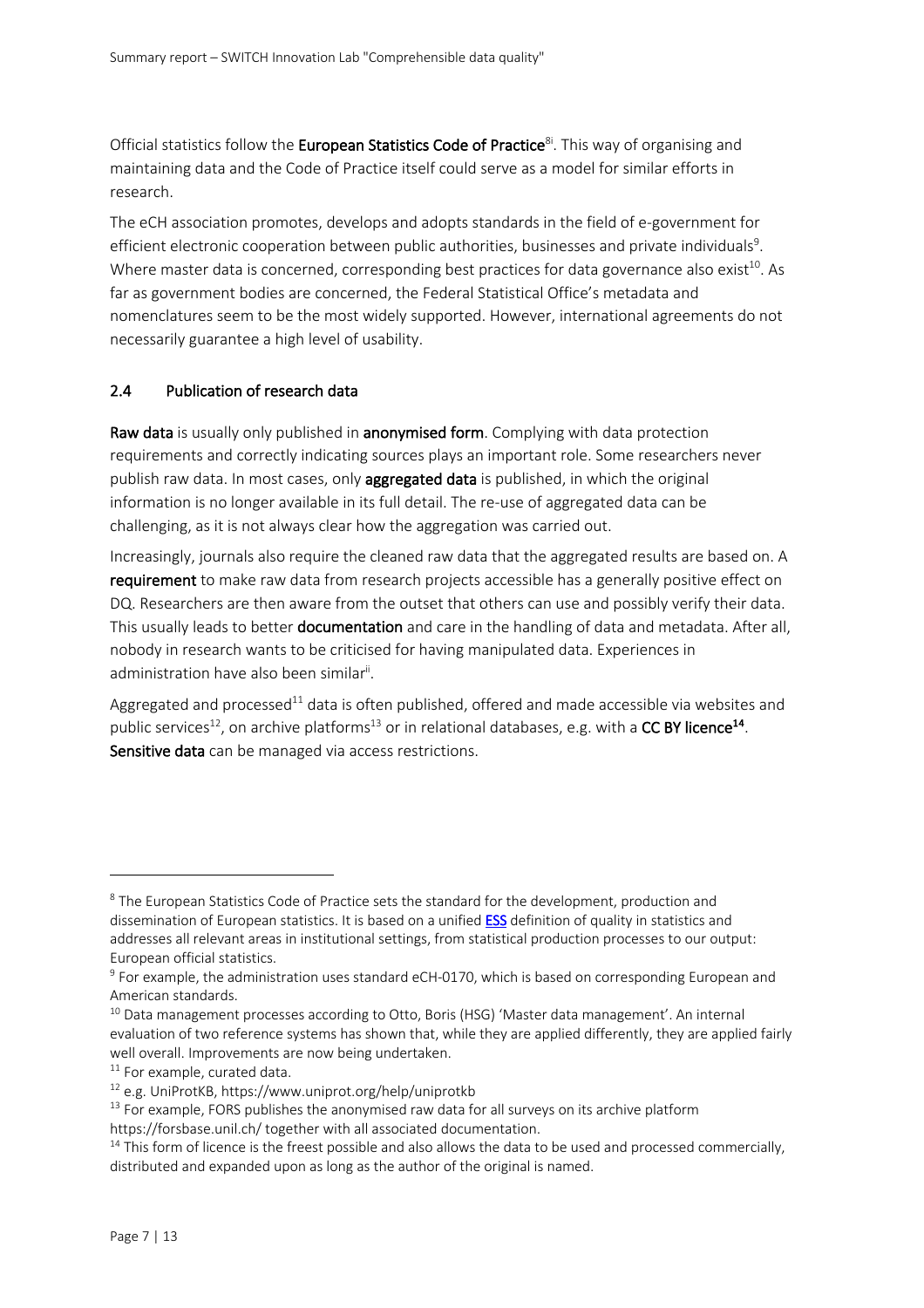Official statistics follow the **European Statistics Code of Practice**[8i]. This way of organising and maintaining data and the Code of Practice itself could serve as a model for similar efforts in research.

The eCH association promotes, develops and adopts standards in the field of e-government for efficient electronic cooperation between public authorities, businesses and private individuals[9]. Where master data is concerned, corresponding best practices for data governance also exist[10]. As far as government bodies are concerned, the Federal Statistical Office's metadata and nomenclatures seem to be the most widely supported. However, international agreements do not necessarily guarantee a high level of usability.

## 2.4 Publication of research data

**Raw data** is usually only published in **anonymised form**. Complying with data protection requirements and correctly indicating sources plays an important role. Some researchers never publish raw data. In most cases, only **aggregated data** is published, in which the original information is no longer available in its full detail. The re-use of aggregated data can be challenging, as it is not always clear how the aggregation was carried out.

Increasingly, journals also require the cleaned raw data that the aggregated results are based on. A **requirement** to make raw data from research projects accessible has a generally positive effect on DQ. Researchers are then aware from the outset that others can use and possibly verify their data. This usually leads to better **documentation** and care in the handling of data and metadata. After all, nobody in research wants to be criticised for having manipulated data. Experiences in administration have also been similar[ii].

Aggregated and processed[11] data is often published, offered and made accessible via websites and public services[12], on archive platforms[13] or in relational databases, e.g. with a **CC BY licence[14]**. **Sensitive data** can be managed via access restrictions.

---

[8] The European Statistics Code of Practice sets the standard for the development, production and dissemination of European statistics. It is based on a unified ESS definition of quality in statistics and addresses all relevant areas in institutional settings, from statistical production processes to our output: European official statistics.

[9] For example, the administration uses standard eCH-0170, which is based on corresponding European and American standards.

[10] Data management processes according to Otto, Boris (HSG) 'Master data management'. An internal evaluation of two reference systems has shown that, while they are applied differently, they are applied fairly well overall. Improvements are now being undertaken.

[11] For example, curated data.

[12] e.g. UniProtKB, https://www.uniprot.org/help/uniprotkb

[13] For example, FORS publishes the anonymised raw data for all surveys on its archive platform https://forsbase.unil.ch/ together with all associated documentation.

[14] This form of licence is the freest possible and also allows the data to be used and processed commercially, distributed and expanded upon as long as the author of the original is named.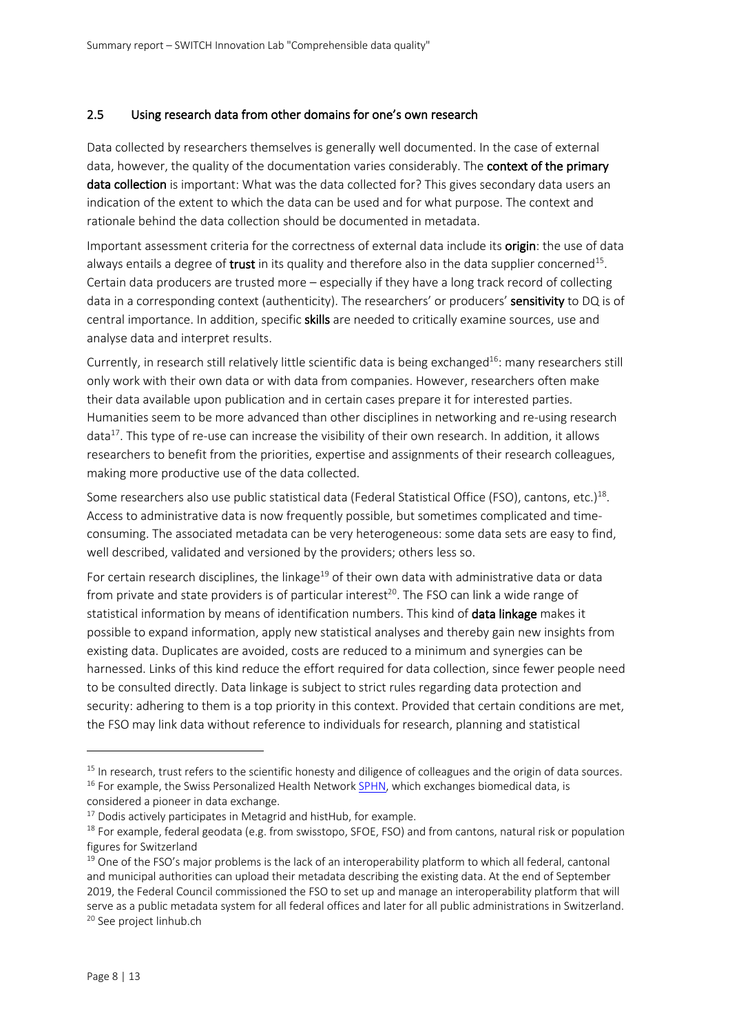### 2.5 Using research data from other domains for one's own research

Data collected by researchers themselves is generally well documented. In the case of external data, however, the quality of the documentation varies considerably. The **context of the primary data collection** is important: What was the data collected for? This gives secondary data users an indication of the extent to which the data can be used and for what purpose. The context and rationale behind the data collection should be documented in metadata.

Important assessment criteria for the correctness of external data include its **origin**: the use of data always entails a degree of **trust** in its quality and therefore also in the data supplier concerned[15]. Certain data producers are trusted more – especially if they have a long track record of collecting data in a corresponding context (authenticity). The researchers' or producers' **sensitivity** to DQ is of central importance. In addition, specific **skills** are needed to critically examine sources, use and analyse data and interpret results.

Currently, in research still relatively little scientific data is being exchanged[16]: many researchers still only work with their own data or with data from companies. However, researchers often make their data available upon publication and in certain cases prepare it for interested parties. Humanities seem to be more advanced than other disciplines in networking and re-using research data[17]. This type of re-use can increase the visibility of their own research. In addition, it allows researchers to benefit from the priorities, expertise and assignments of their research colleagues, making more productive use of the data collected.

Some researchers also use public statistical data (Federal Statistical Office (FSO), cantons, etc.)[18]. Access to administrative data is now frequently possible, but sometimes complicated and time-consuming. The associated metadata can be very heterogeneous: some data sets are easy to find, well described, validated and versioned by the providers; others less so.

For certain research disciplines, the linkage[19] of their own data with administrative data or data from private and state providers is of particular interest[20]. The FSO can link a wide range of statistical information by means of identification numbers. This kind of **data linkage** makes it possible to expand information, apply new statistical analyses and thereby gain new insights from existing data. Duplicates are avoided, costs are reduced to a minimum and synergies can be harnessed. Links of this kind reduce the effort required for data collection, since fewer people need to be consulted directly. Data linkage is subject to strict rules regarding data protection and security: adhering to them is a top priority in this context. Provided that certain conditions are met, the FSO may link data without reference to individuals for research, planning and statistical

---

[15] In research, trust refers to the scientific honesty and diligence of colleagues and the origin of data sources.

[16] For example, the Swiss Personalized Health Network SPHN, which exchanges biomedical data, is considered a pioneer in data exchange.

[17] Dodis actively participates in Metagrid and histHub, for example.

[18] For example, federal geodata (e.g. from swisstopo, SFOE, FSO) and from cantons, natural risk or population figures for Switzerland

[19] One of the FSO's major problems is the lack of an interoperability platform to which all federal, cantonal and municipal authorities can upload their metadata describing the existing data. At the end of September 2019, the Federal Council commissioned the FSO to set up and manage an interoperability platform that will serve as a public metadata system for all federal offices and later for all public administrations in Switzerland.

[20] See project linhub.ch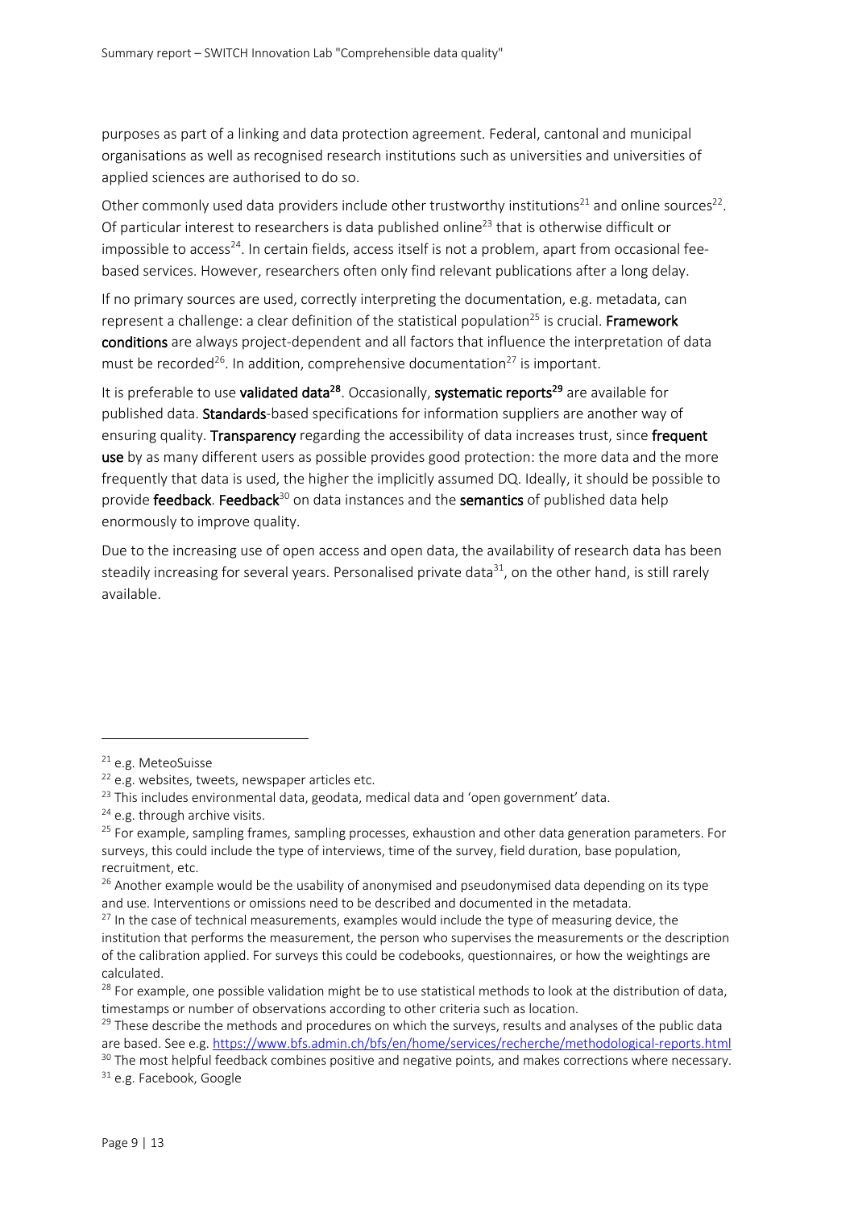purposes as part of a linking and data protection agreement. Federal, cantonal and municipal organisations as well as recognised research institutions such as universities and universities of applied sciences are authorised to do so.

Other commonly used data providers include other trustworthy institutions[21] and online sources[22]. Of particular interest to researchers is data published online[23] that is otherwise difficult or impossible to access[24]. In certain fields, access itself is not a problem, apart from occasional fee-based services. However, researchers often only find relevant publications after a long delay.

If no primary sources are used, correctly interpreting the documentation, e.g. metadata, can represent a challenge: a clear definition of the statistical population[25] is crucial. **Framework conditions** are always project-dependent and all factors that influence the interpretation of data must be recorded[26]. In addition, comprehensive documentation[27] is important.

It is preferable to use **validated data**[28]. Occasionally, **systematic reports**[29] are available for published data. **Standards**-based specifications for information suppliers are another way of ensuring quality. **Transparency** regarding the accessibility of data increases trust, since **frequent use** by as many different users as possible provides good protection: the more data and the more frequently that data is used, the higher the implicitly assumed DQ. Ideally, it should be possible to provide **feedback**. **Feedback**[30] on data instances and the **semantics** of published data help enormously to improve quality.

Due to the increasing use of open access and open data, the availability of research data has been steadily increasing for several years. Personalised private data[31], on the other hand, is still rarely available.

---

[21] e.g. MeteoSuisse

[22] e.g. websites, tweets, newspaper articles etc.

[23] This includes environmental data, geodata, medical data and 'open government' data.

[24] e.g. through archive visits.

[25] For example, sampling frames, sampling processes, exhaustion and other data generation parameters. For surveys, this could include the type of interviews, time of the survey, field duration, base population, recruitment, etc.

[26] Another example would be the usability of anonymised and pseudonymised data depending on its type and use. Interventions or omissions need to be described and documented in the metadata.

[27] In the case of technical measurements, examples would include the type of measuring device, the institution that performs the measurement, the person who supervises the measurements or the description of the calibration applied. For surveys this could be codebooks, questionnaires, or how the weightings are calculated.

[28] For example, one possible validation might be to use statistical methods to look at the distribution of data, timestamps or number of observations according to other criteria such as location.

[29] These describe the methods and procedures on which the surveys, results and analyses of the public data are based. See e.g. https://www.bfs.admin.ch/bfs/en/home/services/recherche/methodological-reports.html

[30] The most helpful feedback combines positive and negative points, and makes corrections where necessary.

[31] e.g. Facebook, Google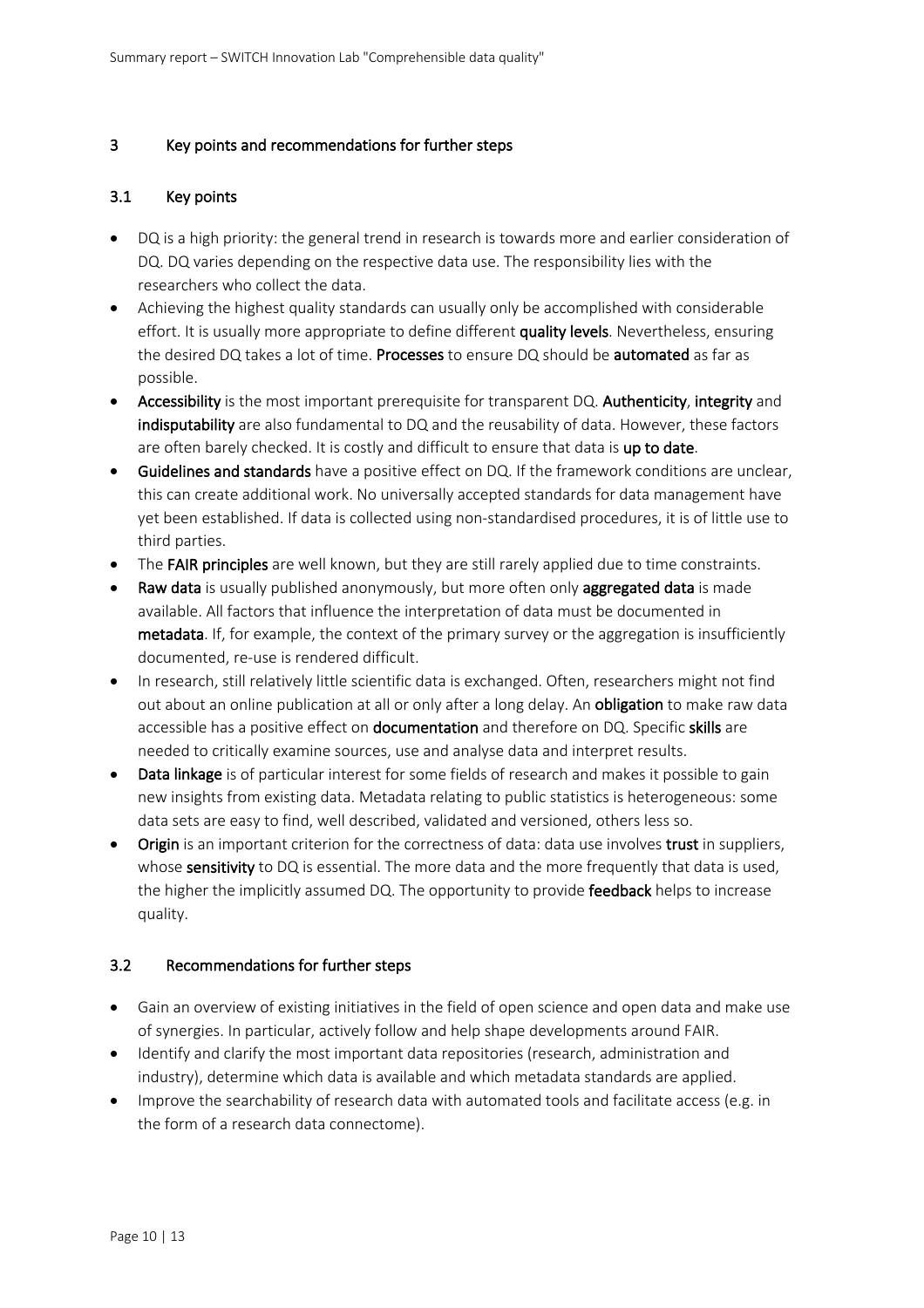## 3 Key points and recommendations for further steps

### 3.1 Key points

- DQ is a high priority: the general trend in research is towards more and earlier consideration of DQ. DQ varies depending on the respective data use. The responsibility lies with the researchers who collect the data.
- Achieving the highest quality standards can usually only be accomplished with considerable effort. It is usually more appropriate to define different **quality levels**. Nevertheless, ensuring the desired DQ takes a lot of time. **Processes** to ensure DQ should be **automated** as far as possible.
- **Accessibility** is the most important prerequisite for transparent DQ. **Authenticity**, **integrity** and **indisputability** are also fundamental to DQ and the reusability of data. However, these factors are often barely checked. It is costly and difficult to ensure that data is **up to date**.
- **Guidelines and standards** have a positive effect on DQ. If the framework conditions are unclear, this can create additional work. No universally accepted standards for data management have yet been established. If data is collected using non-standardised procedures, it is of little use to third parties.
- The **FAIR principles** are well known, but they are still rarely applied due to time constraints.
- **Raw data** is usually published anonymously, but more often only **aggregated data** is made available. All factors that influence the interpretation of data must be documented in **metadata**. If, for example, the context of the primary survey or the aggregation is insufficiently documented, re-use is rendered difficult.
- In research, still relatively little scientific data is exchanged. Often, researchers might not find out about an online publication at all or only after a long delay. An **obligation** to make raw data accessible has a positive effect on **documentation** and therefore on DQ. Specific **skills** are needed to critically examine sources, use and analyse data and interpret results.
- **Data linkage** is of particular interest for some fields of research and makes it possible to gain new insights from existing data. Metadata relating to public statistics is heterogeneous: some data sets are easy to find, well described, validated and versioned, others less so.
- **Origin** is an important criterion for the correctness of data: data use involves **trust** in suppliers, whose **sensitivity** to DQ is essential. The more data and the more frequently that data is used, the higher the implicitly assumed DQ. The opportunity to provide **feedback** helps to increase quality.

### 3.2 Recommendations for further steps

- Gain an overview of existing initiatives in the field of open science and open data and make use of synergies. In particular, actively follow and help shape developments around FAIR.
- Identify and clarify the most important data repositories (research, administration and industry), determine which data is available and which metadata standards are applied.
- Improve the searchability of research data with automated tools and facilitate access (e.g. in the form of a research data connectome).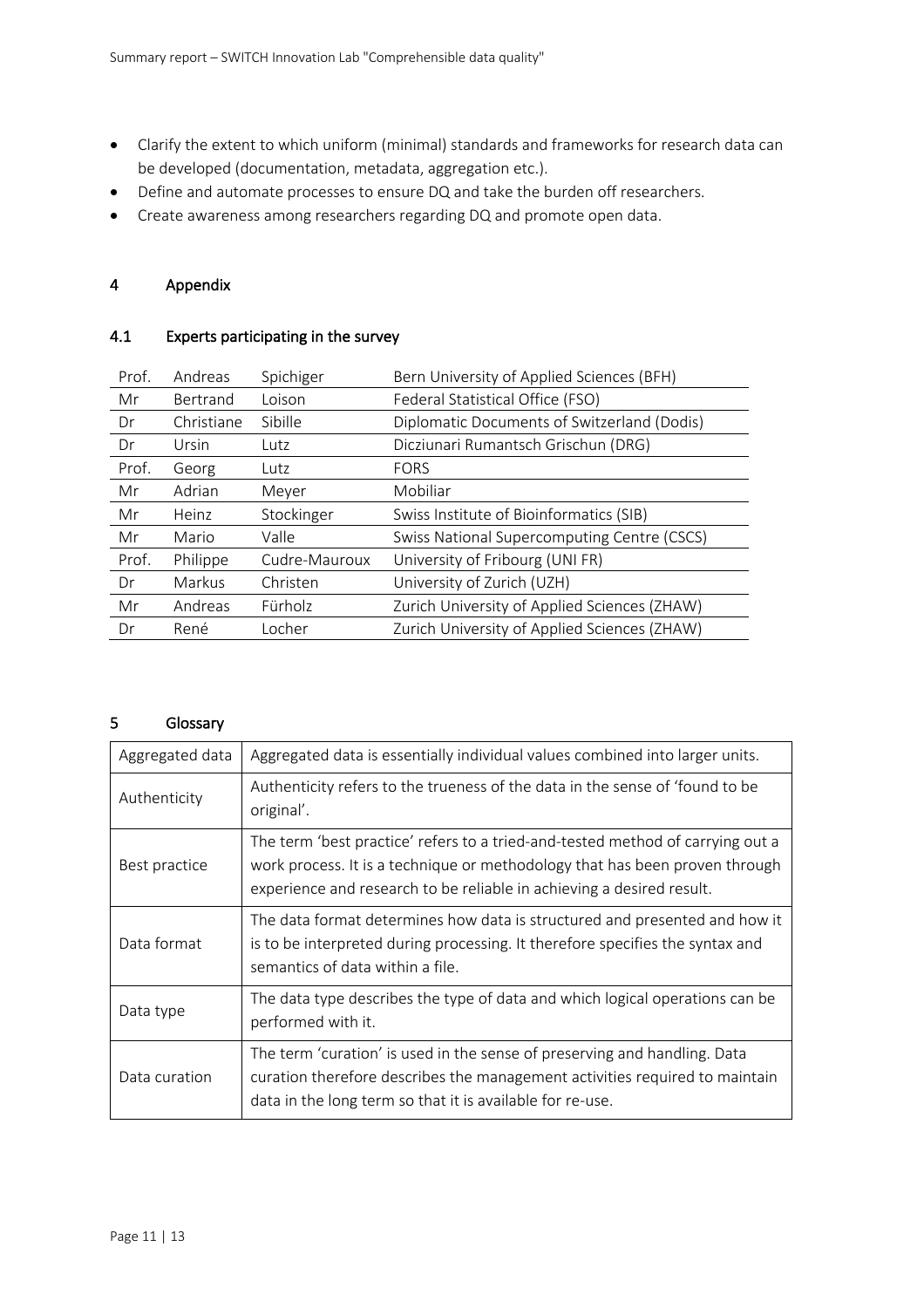- Clarify the extent to which uniform (minimal) standards and frameworks for research data can be developed (documentation, metadata, aggregation etc.).
- Define and automate processes to ensure DQ and take the burden off researchers.
- Create awareness among researchers regarding DQ and promote open data.

# 4 Appendix

## 4.1 Experts participating in the survey

| | | | |
|---|---|---|---|
| Prof. | Andreas | Spichiger | Bern University of Applied Sciences (BFH) |
| Mr | Bertrand | Loison | Federal Statistical Office (FSO) |
| Dr | Christiane | Sibille | Diplomatic Documents of Switzerland (Dodis) |
| Dr | Ursin | Lutz | Dicziunari Rumantsch Grischun (DRG) |
| Prof. | Georg | Lutz | FORS |
| Mr | Adrian | Meyer | Mobiliar |
| Mr | Heinz | Stockinger | Swiss Institute of Bioinformatics (SIB) |
| Mr | Mario | Valle | Swiss National Supercomputing Centre (CSCS) |
| Prof. | Philippe | Cudre-Mauroux | University of Fribourg (UNI FR) |
| Dr | Markus | Christen | University of Zurich (UZH) |
| Mr | Andreas | Fürholz | Zurich University of Applied Sciences (ZHAW) |
| Dr | René | Locher | Zurich University of Applied Sciences (ZHAW) |

# 5 Glossary

| | |
|---|---|
| Aggregated data | Aggregated data is essentially individual values combined into larger units. |
| Authenticity | Authenticity refers to the trueness of the data in the sense of 'found to be original'. |
| Best practice | The term 'best practice' refers to a tried-and-tested method of carrying out a work process. It is a technique or methodology that has been proven through experience and research to be reliable in achieving a desired result. |
| Data format | The data format determines how data is structured and presented and how it is to be interpreted during processing. It therefore specifies the syntax and semantics of data within a file. |
| Data type | The data type describes the type of data and which logical operations can be performed with it. |
| Data curation | The term 'curation' is used in the sense of preserving and handling. Data curation therefore describes the management activities required to maintain data in the long term so that it is available for re-use. |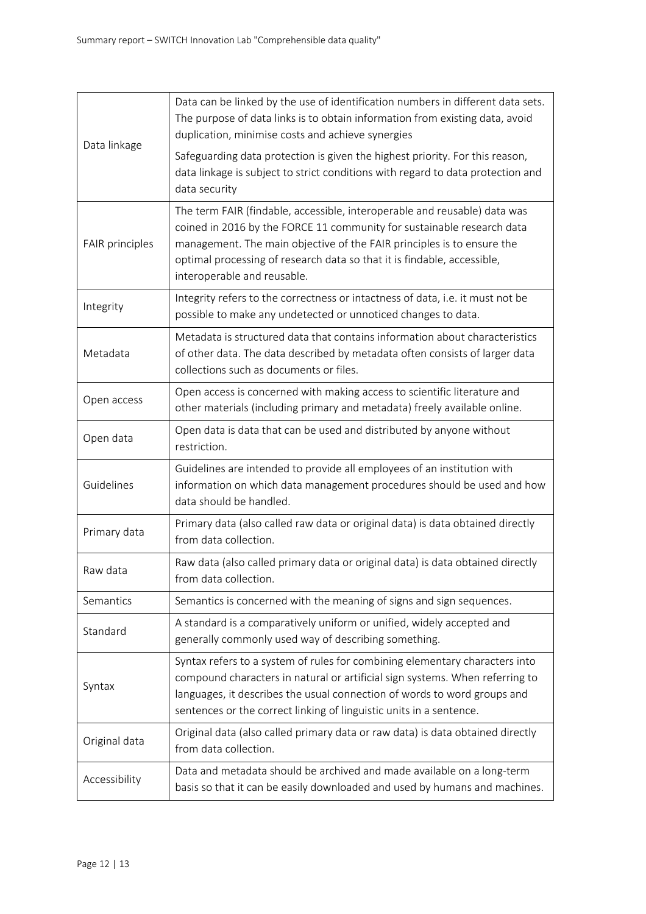| | |
|---|---|
| Data linkage | Data can be linked by the use of identification numbers in different data sets. The purpose of data links is to obtain information from existing data, avoid duplication, minimise costs and achieve synergies<br><br>Safeguarding data protection is given the highest priority. For this reason, data linkage is subject to strict conditions with regard to data protection and data security |
| FAIR principles | The term FAIR (findable, accessible, interoperable and reusable) data was coined in 2016 by the FORCE 11 community for sustainable research data management. The main objective of the FAIR principles is to ensure the optimal processing of research data so that it is findable, accessible, interoperable and reusable. |
| Integrity | Integrity refers to the correctness or intactness of data, i.e. it must not be possible to make any undetected or unnoticed changes to data. |
| Metadata | Metadata is structured data that contains information about characteristics of other data. The data described by metadata often consists of larger data collections such as documents or files. |
| Open access | Open access is concerned with making access to scientific literature and other materials (including primary and metadata) freely available online. |
| Open data | Open data is data that can be used and distributed by anyone without restriction. |
| Guidelines | Guidelines are intended to provide all employees of an institution with information on which data management procedures should be used and how data should be handled. |
| Primary data | Primary data (also called raw data or original data) is data obtained directly from data collection. |
| Raw data | Raw data (also called primary data or original data) is data obtained directly from data collection. |
| Semantics | Semantics is concerned with the meaning of signs and sign sequences. |
| Standard | A standard is a comparatively uniform or unified, widely accepted and generally commonly used way of describing something. |
| Syntax | Syntax refers to a system of rules for combining elementary characters into compound characters in natural or artificial sign systems. When referring to languages, it describes the usual connection of words to word groups and sentences or the correct linking of linguistic units in a sentence. |
| Original data | Original data (also called primary data or raw data) is data obtained directly from data collection. |
| Accessibility | Data and metadata should be archived and made available on a long-term basis so that it can be easily downloaded and used by humans and machines. |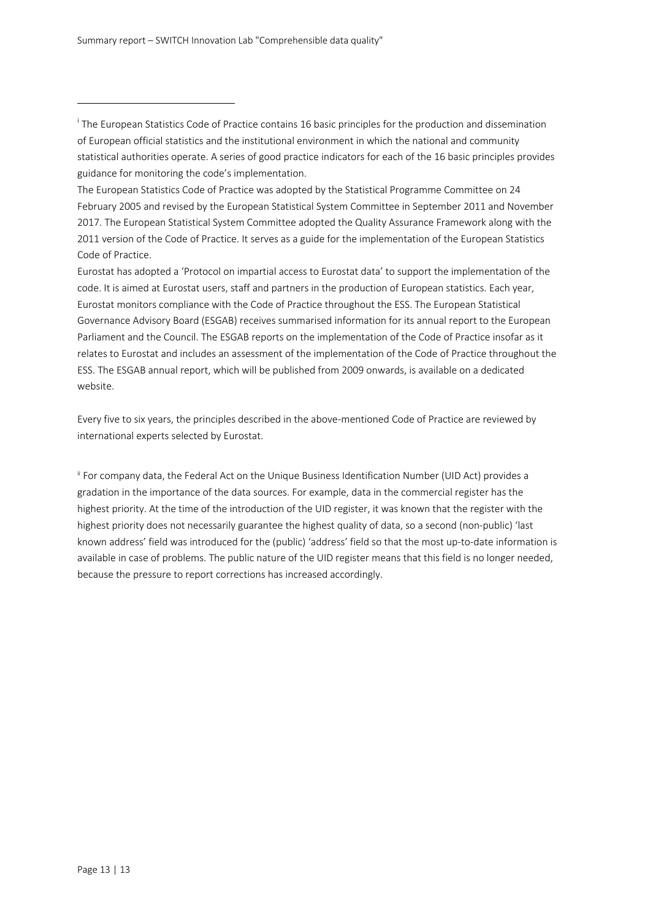[i] The European Statistics Code of Practice contains 16 basic principles for the production and dissemination of European official statistics and the institutional environment in which the national and community statistical authorities operate. A series of good practice indicators for each of the 16 basic principles provides guidance for monitoring the code's implementation.

The European Statistics Code of Practice was adopted by the Statistical Programme Committee on 24 February 2005 and revised by the European Statistical System Committee in September 2011 and November 2017. The European Statistical System Committee adopted the Quality Assurance Framework along with the 2011 version of the Code of Practice. It serves as a guide for the implementation of the European Statistics Code of Practice.

Eurostat has adopted a 'Protocol on impartial access to Eurostat data' to support the implementation of the code. It is aimed at Eurostat users, staff and partners in the production of European statistics. Each year, Eurostat monitors compliance with the Code of Practice throughout the ESS. The European Statistical Governance Advisory Board (ESGAB) receives summarised information for its annual report to the European Parliament and the Council. The ESGAB reports on the implementation of the Code of Practice insofar as it relates to Eurostat and includes an assessment of the implementation of the Code of Practice throughout the ESS. The ESGAB annual report, which will be published from 2009 onwards, is available on a dedicated website.

Every five to six years, the principles described in the above-mentioned Code of Practice are reviewed by international experts selected by Eurostat.

[ii] For company data, the Federal Act on the Unique Business Identification Number (UID Act) provides a gradation in the importance of the data sources. For example, data in the commercial register has the highest priority. At the time of the introduction of the UID register, it was known that the register with the highest priority does not necessarily guarantee the highest quality of data, so a second (non-public) 'last known address' field was introduced for the (public) 'address' field so that the most up-to-date information is available in case of problems. The public nature of the UID register means that this field is no longer needed, because the pressure to report corrections has increased accordingly.